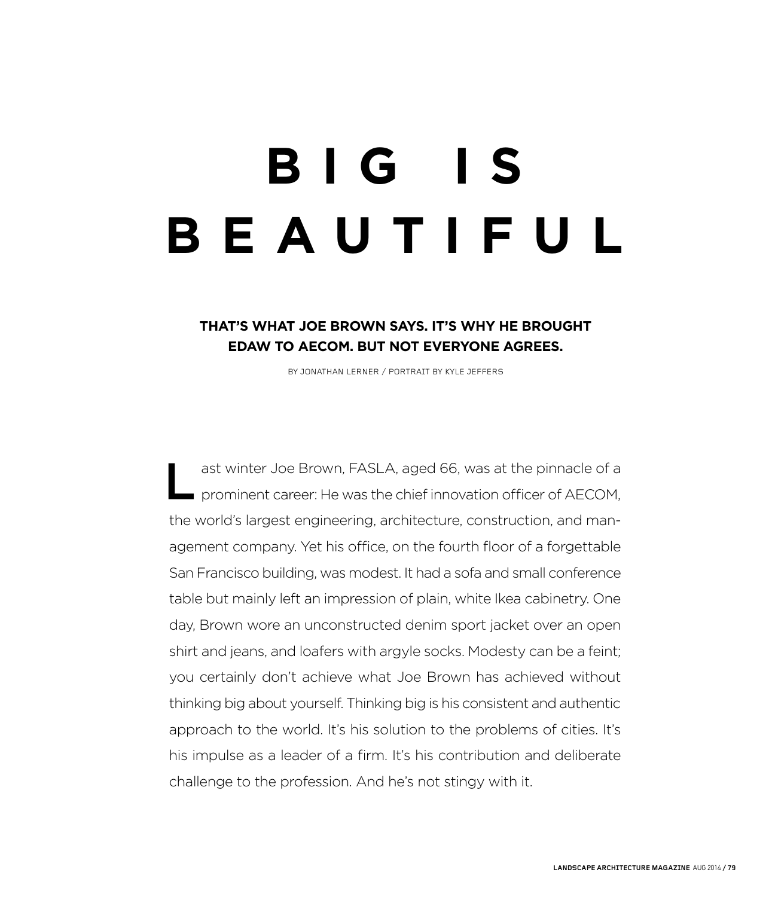# BIG IS BEAUTIFUL

**THAT'S WHAT JOE BROWN SAYS. IT'S WHY HE BROUGHT EDAW TO AECOM. BUT NOT EVERYONE AGREES.**

BY JONATHAN LERNER / PORTRAIT BY KYLE JEFFERS

Last winter Joe Brown, FASLA, aged 66, was at the pinnacle of a prominent career: He was the chief innovation officer of AECOM, the world's largest engineering, architecture, construction, and management company. Yet his office, on the fourth floor of a forgettable San Francisco building, was modest. It had a sofa and small conference table but mainly left an impression of plain, white Ikea cabinetry. One day, Brown wore an unconstructed denim sport jacket over an open shirt and jeans, and loafers with argyle socks. Modesty can be a feint; you certainly don't achieve what Joe Brown has achieved without thinking big about yourself. Thinking big is his consistent and authentic approach to the world. It's his solution to the problems of cities. It's his impulse as a leader of a firm. It's his contribution and deliberate challenge to the profession. And he's not stingy with it.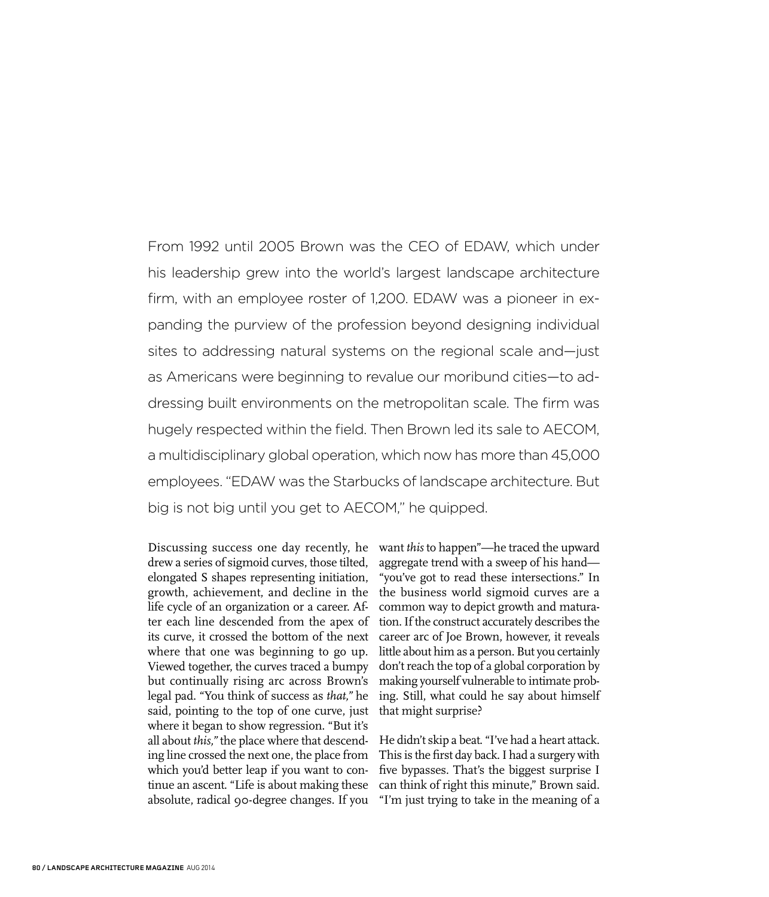From 1992 until 2005 Brown was the CEO of EDAW, which under his leadership grew into the world's largest landscape architecture firm, with an employee roster of 1,200. EDAW was a pioneer in expanding the purview of the profession beyond designing individual sites to addressing natural systems on the regional scale and—just as Americans were beginning to revalue our moribund cities—to addressing built environments on the metropolitan scale. The firm was hugely respected within the field. Then Brown led its sale to AECOM, a multidisciplinary global operation, which now has more than 45,000 employees. "EDAW was the Starbucks of landscape architecture. But big is not big until you get to AECOM," he quipped.

Discussing success one day recently, he drew a series of sigmoid curves, those tilted, elongated S shapes representing initiation, growth, achievement, and decline in the life cycle of an organization or a career. After each line descended from the apex of its curve, it crossed the bottom of the next where that one was beginning to go up. Viewed together, the curves traced a bumpy but continually rising arc across Brown's legal pad. "You think of success as *that,*" he said, pointing to the top of one curve, just where it began to show regression. "But it's all about *this,*" the place where that descending line crossed the next one, the place from which you'd better leap if you want to continue an ascent. "Life is about making these absolute, radical 90-degree changes. If you want *this* to happen"—he traced the upward aggregate trend with a sweep of his hand—"you've got to read these intersections." In the business world sigmoid curves are a common way to depict growth and maturation. If the construct accurately describes the career arc of Joe Brown, however, it reveals little about him as a person. But you certainly don't reach the top of a global corporation by making yourself vulnerable to intimate probing. Still, what could he say about himself that might surprise?

He didn't skip a beat. "I've had a heart attack. This is the first day back. I had a surgery with five bypasses. That's the biggest surprise I can think of right this minute," Brown said. "I'm just trying to take in the meaning of a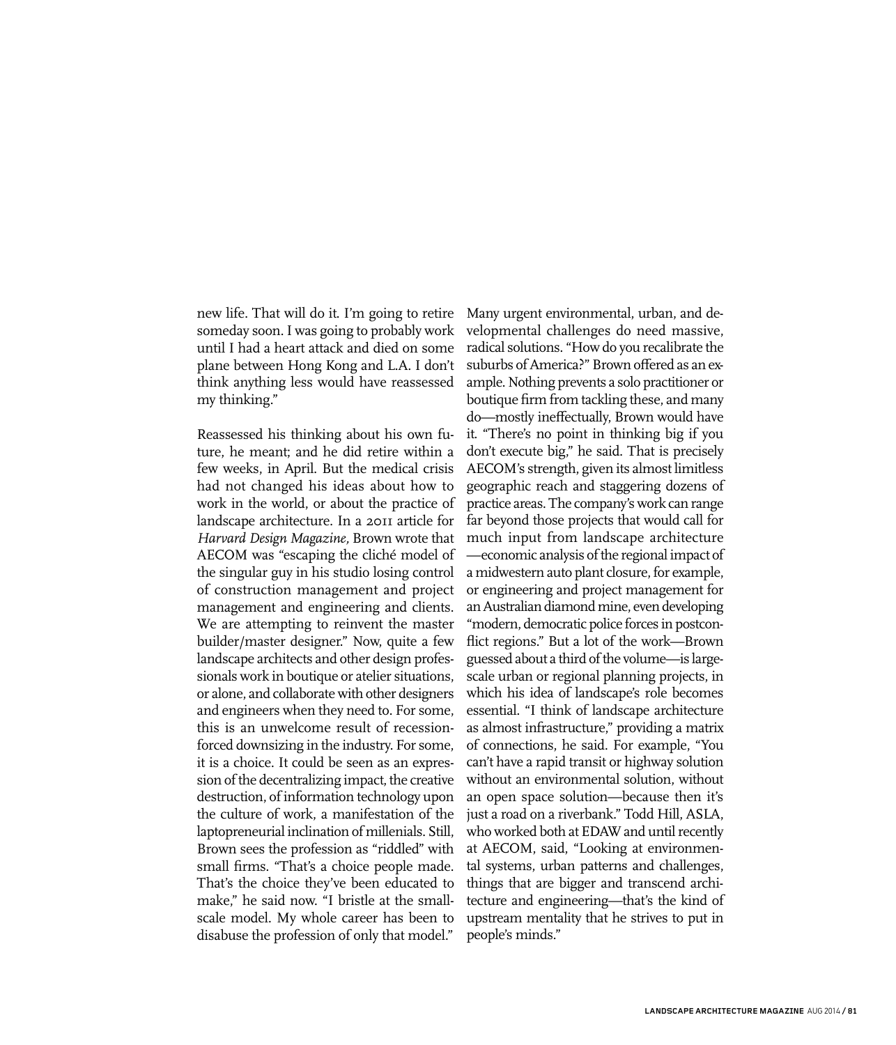new life. That will do it. I'm going to retire someday soon. I was going to probably work until I had a heart attack and died on some plane between Hong Kong and L.A. I don't think anything less would have reassessed my thinking."

Reassessed his thinking about his own future, he meant; and he did retire within a few weeks, in April. But the medical crisis had not changed his ideas about how to work in the world, or about the practice of landscape architecture. In a 2011 article for *Harvard Design Magazine,* Brown wrote that AECOM was "escaping the cliché model of the singular guy in his studio losing control of construction management and project management and engineering and clients. We are attempting to reinvent the master builder/master designer." Now, quite a few landscape architects and other design professionals work in boutique or atelier situations, or alone, and collaborate with other designers and engineers when they need to. For some, this is an unwelcome result of recession-forced downsizing in the industry. For some, it is a choice. It could be seen as an expression of the decentralizing impact, the creative destruction, of information technology upon the culture of work, a manifestation of the laptopreneurial inclination of millenials. Still, Brown sees the profession as "riddled" with small firms. "That's a choice people made. That's the choice they've been educated to make," he said now. "I bristle at the small-scale model. My whole career has been to disabuse the profession of only that model."

Many urgent environmental, urban, and developmental challenges do need massive, radical solutions. "How do you recalibrate the suburbs of America?" Brown offered as an example. Nothing prevents a solo practitioner or boutique firm from tackling these, and many do—mostly ineffectually, Brown would have it. "There's no point in thinking big if you don't execute big," he said. That is precisely AECOM's strength, given its almost limitless geographic reach and staggering dozens of practice areas. The company's work can range far beyond those projects that would call for much input from landscape architecture—economic analysis of the regional impact of a midwestern auto plant closure, for example, or engineering and project management for an Australian diamond mine, even developing "modern, democratic police forces in postconflict regions." But a lot of the work—Brown guessed about a third of the volume—is large-scale urban or regional planning projects, in which his idea of landscape's role becomes essential. "I think of landscape architecture as almost infrastructure," providing a matrix of connections, he said. For example, "You can't have a rapid transit or highway solution without an environmental solution, without an open space solution—because then it's just a road on a riverbank." Todd Hill, ASLA, who worked both at EDAW and until recently at AECOM, said, "Looking at environmental systems, urban patterns and challenges, things that are bigger and transcend architecture and engineering—that's the kind of upstream mentality that he strives to put in people's minds."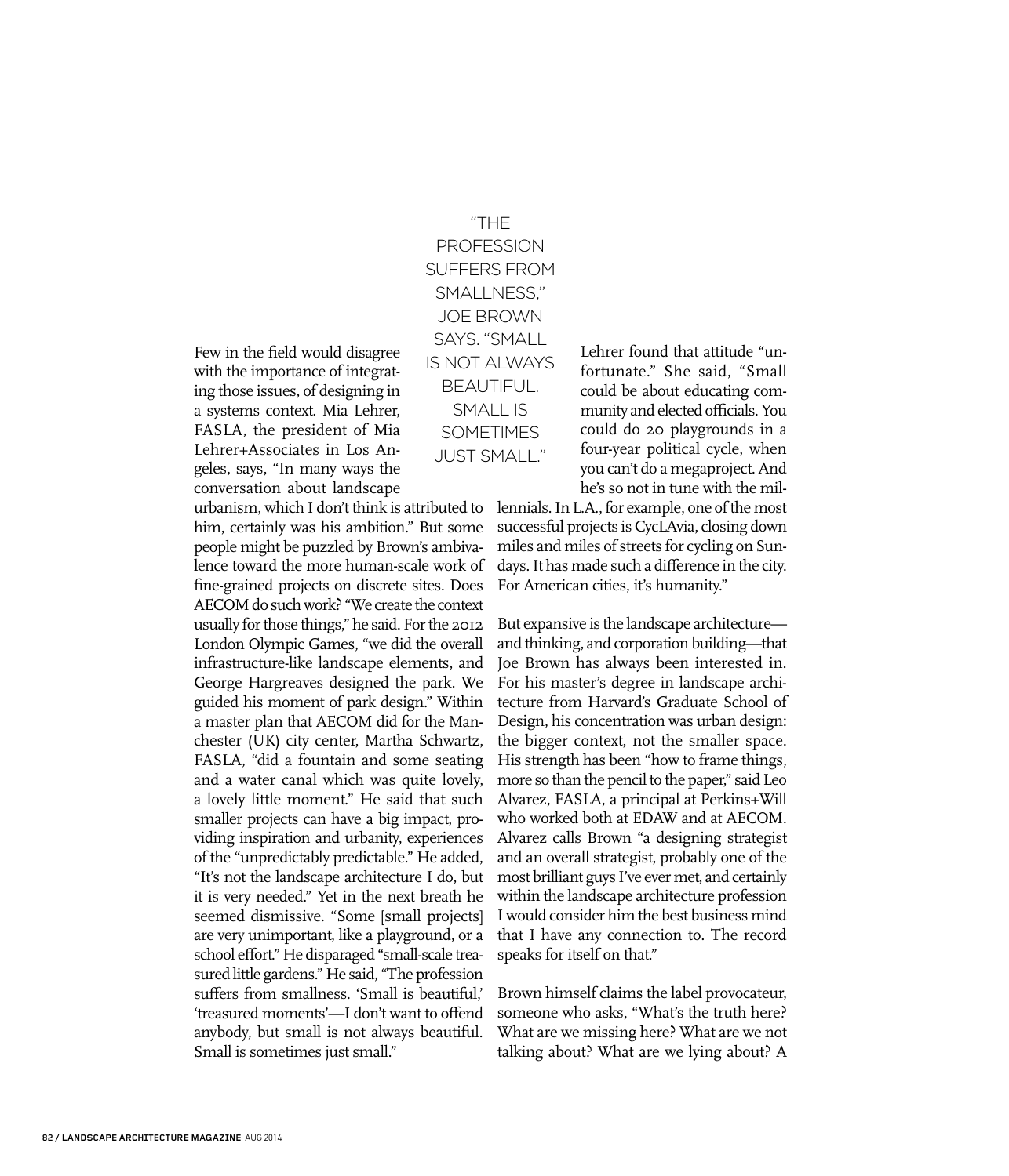> "THE PROFESSION SUFFERS FROM SMALLNESS," JOE BROWN SAYS. "SMALL IS NOT ALWAYS BEAUTIFUL. SMALL IS SOMETIMES JUST SMALL."

Few in the field would disagree with the importance of integrating those issues, of designing in a systems context. Mia Lehrer, FASLA, the president of Mia Lehrer+Associates in Los Angeles, says, "In many ways the conversation about landscape urbanism, which I don't think is attributed to him, certainly was his ambition." But some people might be puzzled by Brown's ambivalence toward the more human-scale work of fine-grained projects on discrete sites. Does AECOM do such work? "We create the context usually for those things," he said. For the 2012 London Olympic Games, "we did the overall infrastructure-like landscape elements, and George Hargreaves designed the park. We guided his moment of park design." Within a master plan that AECOM did for the Manchester (UK) city center, Martha Schwartz, FASLA, "did a fountain and some seating and a water canal which was quite lovely, a lovely little moment." He said that such smaller projects can have a big impact, providing inspiration and urbanity, experiences of the "unpredictably predictable." He added, "It's not the landscape architecture I do, but it is very needed." Yet in the next breath he seemed dismissive. "Some [small projects] are very unimportant, like a playground, or a school effort." He disparaged "small-scale treasured little gardens." He said, "The profession suffers from smallness. 'Small is beautiful,' 'treasured moments'—I don't want to offend anybody, but small is not always beautiful. Small is sometimes just small."

Lehrer found that attitude "unfortunate." She said, "Small could be about educating community and elected officials. You could do 20 playgrounds in a four-year political cycle, when you can't do a megaproject. And he's so not in tune with the millennials. In L.A., for example, one of the most successful projects is CycLAvia, closing down miles and miles of streets for cycling on Sundays. It has made such a difference in the city. For American cities, it's humanity."

But expansive is the landscape architecture—and thinking, and corporation building—that Joe Brown has always been interested in. For his master's degree in landscape architecture from Harvard's Graduate School of Design, his concentration was urban design: the bigger context, not the smaller space. His strength has been "how to frame things, more so than the pencil to the paper," said Leo Alvarez, FASLA, a principal at Perkins+Will who worked both at EDAW and at AECOM. Alvarez calls Brown "a designing strategist and an overall strategist, probably one of the most brilliant guys I've ever met, and certainly within the landscape architecture profession I would consider him the best business mind that I have any connection to. The record speaks for itself on that."

Brown himself claims the label provocateur, someone who asks, "What's the truth here? What are we missing here? What are we not talking about? What are we lying about? A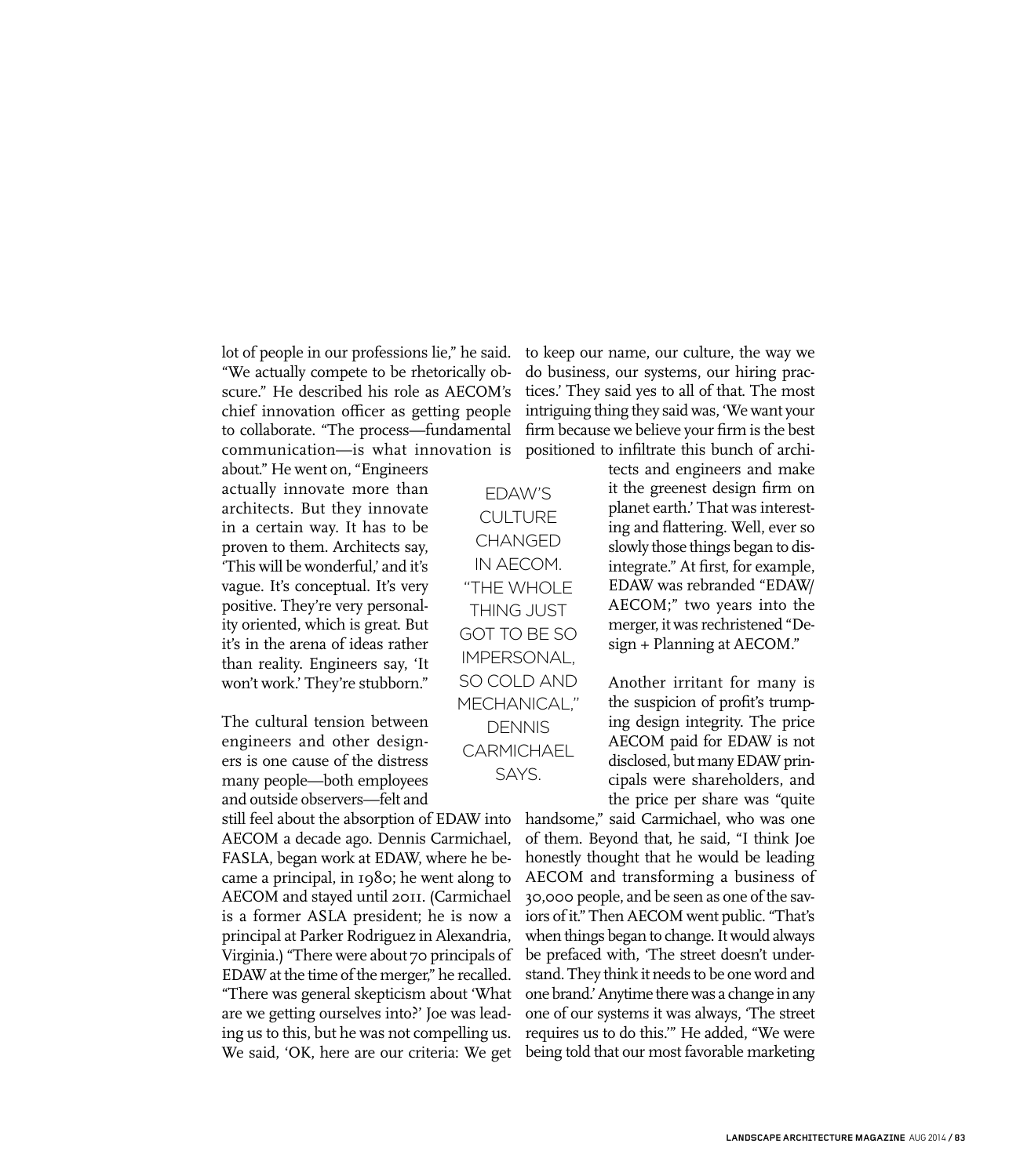lot of people in our professions lie," he said. "We actually compete to be rhetorically obscure." He described his role as AECOM's chief innovation officer as getting people to collaborate. "The process—fundamental communication—is what innovation is about." He went on, "Engineers actually innovate more than architects. But they innovate in a certain way. It has to be proven to them. Architects say, 'This will be wonderful,' and it's vague. It's conceptual. It's very positive. They're very personality oriented, which is great. But it's in the arena of ideas rather than reality. Engineers say, 'It won't work.' They're stubborn."

The cultural tension between engineers and other designers is one cause of the distress many people—both employees and outside observers—felt and still feel about the absorption of EDAW into AECOM a decade ago. Dennis Carmichael, FASLA, began work at EDAW, where he became a principal, in 1980; he went along to AECOM and stayed until 2011. (Carmichael is a former ASLA president; he is now a principal at Parker Rodriguez in Alexandria, Virginia.) "There were about 70 principals of EDAW at the time of the merger," he recalled. "There was general skepticism about 'What are we getting ourselves into?' Joe was leading us to this, but he was not compelling us. We said, 'OK, here are our criteria: We get to keep our name, our culture, the way we do business, our systems, our hiring practices.' They said yes to all of that. The most intriguing thing they said was, 'We want your firm because we believe your firm is the best positioned to infiltrate this bunch of architects and engineers and make it the greenest design firm on planet earth.' That was interesting and flattering. Well, ever so slowly those things began to disintegrate." At first, for example, EDAW was rebranded "EDAW/AECOM;" two years into the merger, it was rechristened "Design + Planning at AECOM."

EDAW'S CULTURE CHANGED IN AECOM. "THE WHOLE THING JUST GOT TO BE SO IMPERSONAL, SO COLD AND MECHANICAL," DENNIS CARMICHAEL SAYS.

Another irritant for many is the suspicion of profit's trumping design integrity. The price AECOM paid for EDAW is not disclosed, but many EDAW principals were shareholders, and the price per share was "quite handsome," said Carmichael, who was one of them. Beyond that, he said, "I think Joe honestly thought that he would be leading AECOM and transforming a business of 30,000 people, and be seen as one of the saviors of it." Then AECOM went public. "That's when things began to change. It would always be prefaced with, 'The street doesn't understand. They think it needs to be one word and one brand.' Anytime there was a change in any one of our systems it was always, 'The street requires us to do this.'" He added, "We were being told that our most favorable marketing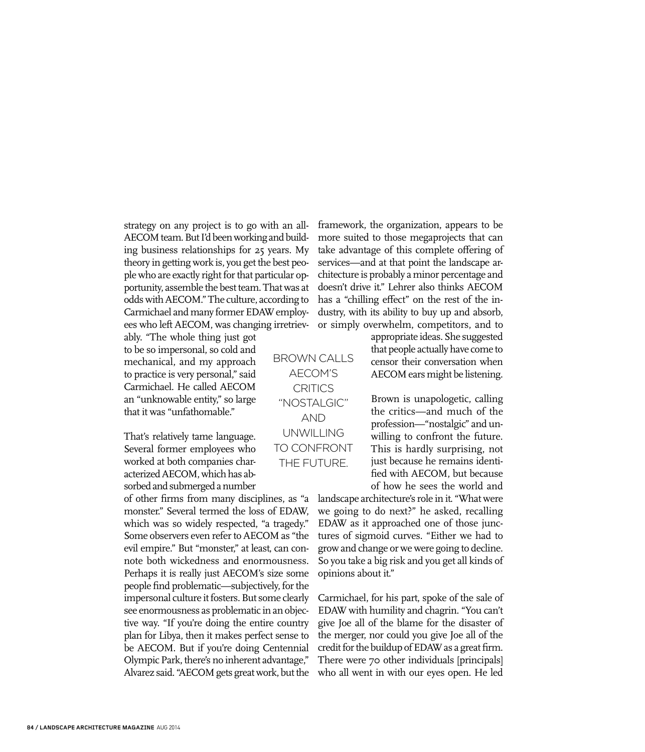strategy on any project is to go with an all-AECOM team. But I'd been working and building business relationships for 25 years. My theory in getting work is, you get the best people who are exactly right for that particular opportunity, assemble the best team. That was at odds with AECOM." The culture, according to Carmichael and many former EDAW employees who left AECOM, was changing irretrievably. "The whole thing just got to be so impersonal, so cold and mechanical, and my approach to practice is very personal," said Carmichael. He called AECOM an "unknowable entity," so large that it was "unfathomable."

That's relatively tame language. Several former employees who worked at both companies characterized AECOM, which has absorbed and submerged a number of other firms from many disciplines, as "a monster." Several termed the loss of EDAW, which was so widely respected, "a tragedy." Some observers even refer to AECOM as "the evil empire." But "monster," at least, can connote both wickedness and enormousness. Perhaps it is really just AECOM's size some people find problematic—subjectively, for the impersonal culture it fosters. But some clearly see enormousness as problematic in an objective way. "If you're doing the entire country plan for Libya, then it makes perfect sense to be AECOM. But if you're doing Centennial Olympic Park, there's no inherent advantage," Alvarez said. "AECOM gets great work, but the framework, the organization, appears to be more suited to those megaprojects that can take advantage of this complete offering of services—and at that point the landscape architecture is probably a minor percentage and doesn't drive it." Lehrer also thinks AECOM has a "chilling effect" on the rest of the industry, with its ability to buy up and absorb, or simply overwhelm, competitors, and to appropriate ideas. She suggested that people actually have come to censor their conversation when AECOM ears might be listening.

BROWN CALLS AECOM'S CRITICS "NOSTALGIC" AND UNWILLING TO CONFRONT THE FUTURE.

Brown is unapologetic, calling the critics—and much of the profession—"nostalgic" and unwilling to confront the future. This is hardly surprising, not just because he remains identified with AECOM, but because of how he sees the world and landscape architecture's role in it. "What were we going to do next?" he asked, recalling EDAW as it approached one of those junctures of sigmoid curves. "Either we had to grow and change or we were going to decline. So you take a big risk and you get all kinds of opinions about it."

Carmichael, for his part, spoke of the sale of EDAW with humility and chagrin. "You can't give Joe all of the blame for the disaster of the merger, nor could you give Joe all of the credit for the buildup of EDAW as a great firm. There were 70 other individuals [principals] who all went in with our eyes open. He led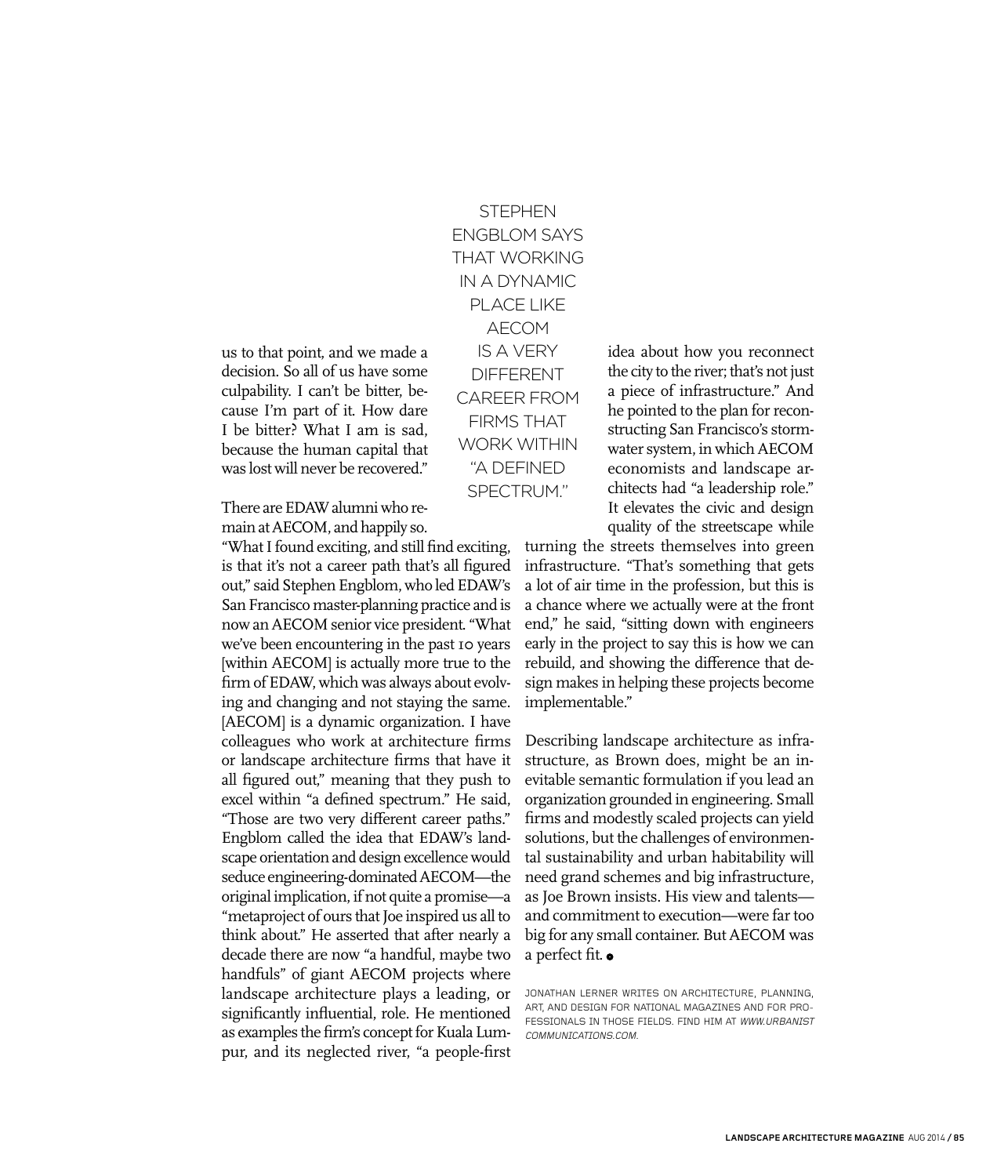us to that point, and we made a decision. So all of us have some culpability. I can't be bitter, because I'm part of it. How dare I be bitter? What I am is sad, because the human capital that was lost will never be recovered."

STEPHEN ENGBLOM SAYS THAT WORKING IN A DYNAMIC PLACE LIKE AECOM IS A VERY DIFFERENT CAREER FROM FIRMS THAT WORK WITHIN "A DEFINED SPECTRUM."

There are EDAW alumni who remain at AECOM, and happily so. "What I found exciting, and still find exciting, is that it's not a career path that's all figured out," said Stephen Engblom, who led EDAW's San Francisco master-planning practice and is now an AECOM senior vice president. "What we've been encountering in the past 10 years [within AECOM] is actually more true to the firm of EDAW, which was always about evolving and changing and not staying the same. [AECOM] is a dynamic organization. I have colleagues who work at architecture firms or landscape architecture firms that have it all figured out," meaning that they push to excel within "a defined spectrum." He said, "Those are two very different career paths." Engblom called the idea that EDAW's landscape orientation and design excellence would seduce engineering-dominated AECOM—the original implication, if not quite a promise—a "metaproject of ours that Joe inspired us all to think about." He asserted that after nearly a decade there are now "a handful, maybe two handfuls" of giant AECOM projects where landscape architecture plays a leading, or significantly influential, role. He mentioned as examples the firm's concept for Kuala Lumpur, and its neglected river, "a people-first idea about how you reconnect the city to the river; that's not just a piece of infrastructure." And he pointed to the plan for reconstructing San Francisco's stormwater system, in which AECOM economists and landscape architects had "a leadership role." It elevates the civic and design quality of the streetscape while turning the streets themselves into green infrastructure. "That's something that gets a lot of air time in the profession, but this is a chance where we actually were at the front end," he said, "sitting down with engineers early in the project to say this is how we can rebuild, and showing the difference that design makes in helping these projects become implementable."

Describing landscape architecture as infrastructure, as Brown does, might be an inevitable semantic formulation if you lead an organization grounded in engineering. Small firms and modestly scaled projects can yield solutions, but the challenges of environmental sustainability and urban habitability will need grand schemes and big infrastructure, as Joe Brown insists. His view and talents—and commitment to execution—were far too big for any small container. But AECOM was a perfect fit. ●

JONATHAN LERNER WRITES ON ARCHITECTURE, PLANNING, ART, AND DESIGN FOR NATIONAL MAGAZINES AND FOR PROFESSIONALS IN THOSE FIELDS. FIND HIM AT *WWW.URBANISTCOMMUNICATIONS.COM.*